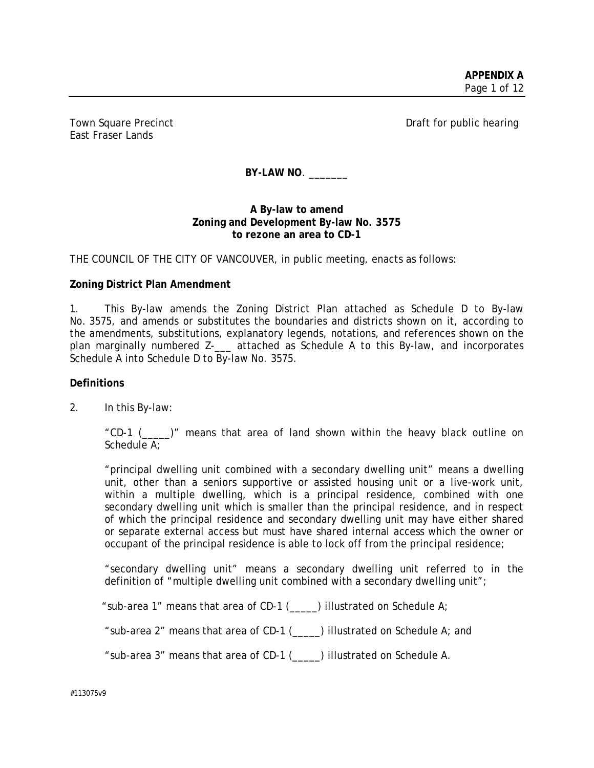**APPENDIX A**

Town Square Precinct
East Fraser Lands

Draft for public hearing

**BY-LAW NO**. _______

**A By-law to amend**
**Zoning and Development By-law No. 3575**
**to rezone an area to CD-1**

THE COUNCIL OF THE CITY OF VANCOUVER, in public meeting, enacts as follows:

**Zoning District Plan Amendment**

1. This By-law amends the Zoning District Plan attached as Schedule D to By-law No. 3575, and amends or substitutes the boundaries and districts shown on it, according to the amendments, substitutions, explanatory legends, notations, and references shown on the plan marginally numbered Z-___ attached as Schedule A to this By-law, and incorporates Schedule A into Schedule D to By-law No. 3575.

**Definitions**

2. In this By-law:

"CD-1 (_____)" means that area of land shown within the heavy black outline on Schedule A;

"principal dwelling unit combined with a secondary dwelling unit" means a dwelling unit, other than a seniors supportive or assisted housing unit or a live-work unit, within a multiple dwelling, which is a principal residence, combined with one secondary dwelling unit which is smaller than the principal residence, and in respect of which the principal residence and secondary dwelling unit may have either shared or separate external access but must have shared internal access which the owner or occupant of the principal residence is able to lock off from the principal residence;

"secondary dwelling unit" means a secondary dwelling unit referred to in the definition of "multiple dwelling unit combined with a secondary dwelling unit";

"sub-area 1" means that area of CD-1 (_____) illustrated on Schedule A;

"sub-area 2" means that area of CD-1 (_____) illustrated on Schedule A; and

"sub-area 3" means that area of CD-1 (_____) illustrated on Schedule A.

#113075v9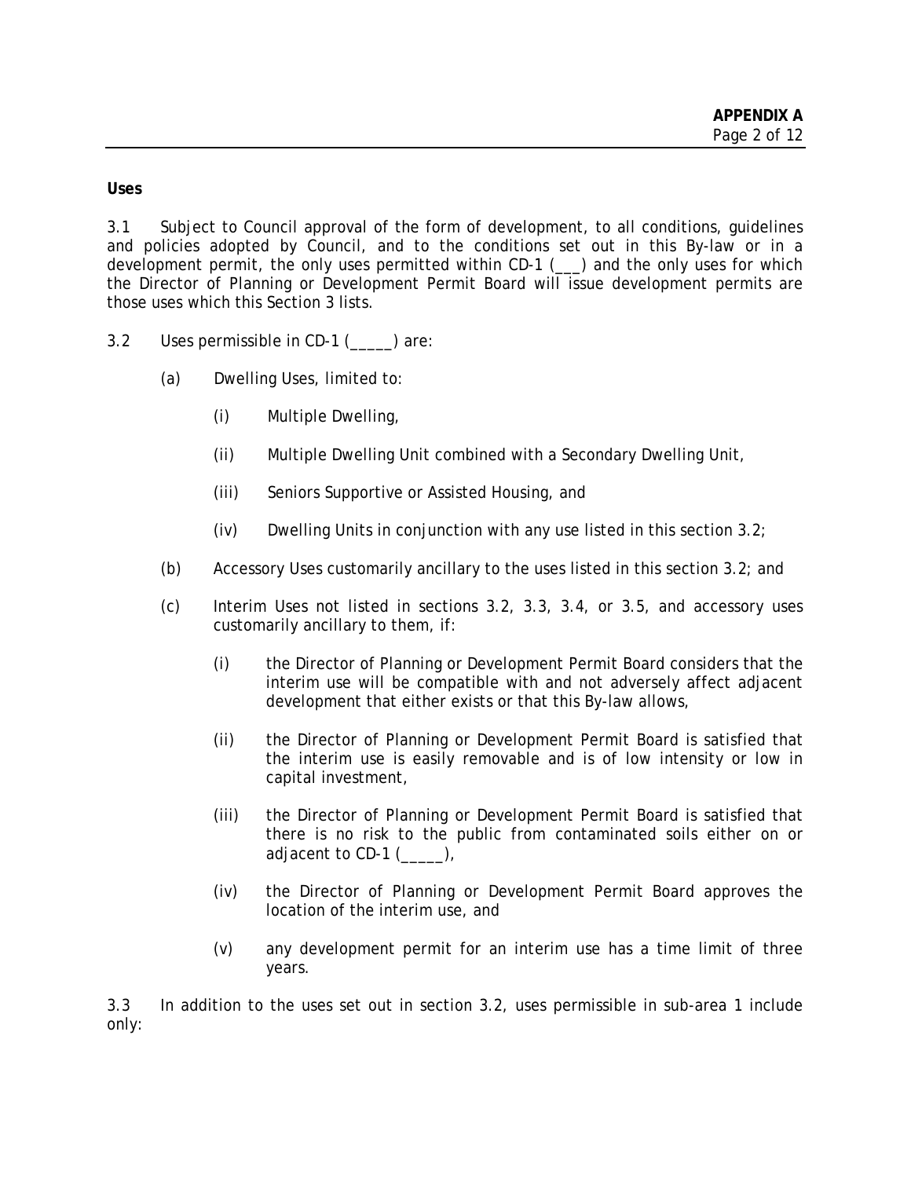**Uses**

3.1 Subject to Council approval of the form of development, to all conditions, guidelines and policies adopted by Council, and to the conditions set out in this By-law or in a development permit, the only uses permitted within CD-1 (___) and the only uses for which the Director of Planning or Development Permit Board will issue development permits are those uses which this Section 3 lists.

3.2 Uses permissible in CD-1 (_____) are:

(a) Dwelling Uses, limited to:

(i) Multiple Dwelling,

(ii) Multiple Dwelling Unit combined with a Secondary Dwelling Unit,

(iii) Seniors Supportive or Assisted Housing, and

(iv) Dwelling Units in conjunction with any use listed in this section 3.2;

(b) Accessory Uses customarily ancillary to the uses listed in this section 3.2; and

(c) Interim Uses not listed in sections 3.2, 3.3, 3.4, or 3.5, and accessory uses customarily ancillary to them, if:

(i) the Director of Planning or Development Permit Board considers that the interim use will be compatible with and not adversely affect adjacent development that either exists or that this By-law allows,

(ii) the Director of Planning or Development Permit Board is satisfied that the interim use is easily removable and is of low intensity or low in capital investment,

(iii) the Director of Planning or Development Permit Board is satisfied that there is no risk to the public from contaminated soils either on or adjacent to CD-1 (_____),

(iv) the Director of Planning or Development Permit Board approves the location of the interim use, and

(v) any development permit for an interim use has a time limit of three years.

3.3 In addition to the uses set out in section 3.2, uses permissible in sub-area 1 include only: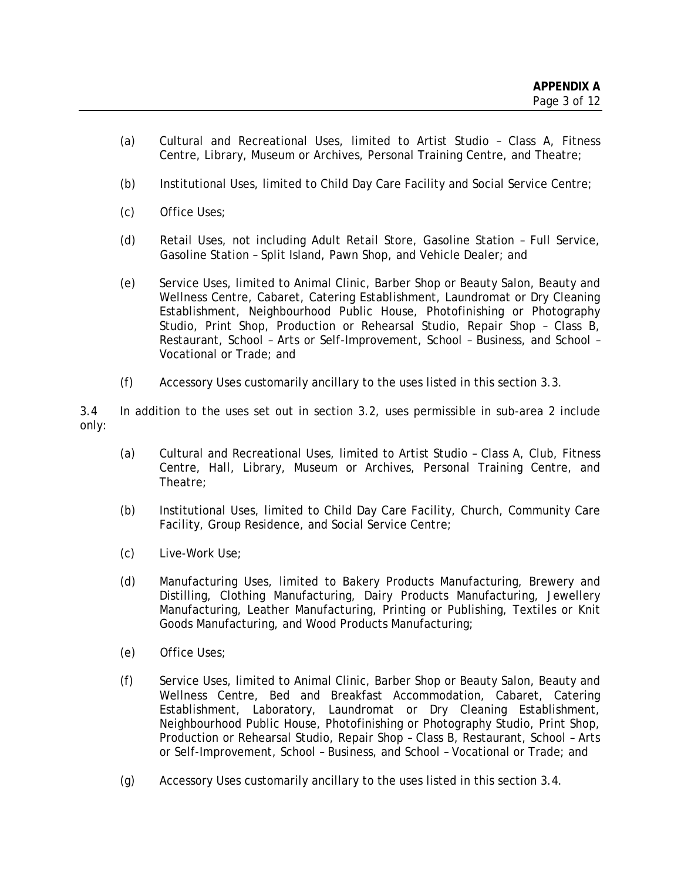(a) Cultural and Recreational Uses, limited to Artist Studio – Class A, Fitness Centre, Library, Museum or Archives, Personal Training Centre, and Theatre;

(b) Institutional Uses, limited to Child Day Care Facility and Social Service Centre;

(c) Office Uses;

(d) Retail Uses, not including Adult Retail Store, Gasoline Station – Full Service, Gasoline Station – Split Island, Pawn Shop, and Vehicle Dealer; and

(e) Service Uses, limited to Animal Clinic, Barber Shop or Beauty Salon, Beauty and Wellness Centre, Cabaret, Catering Establishment, Laundromat or Dry Cleaning Establishment, Neighbourhood Public House, Photofinishing or Photography Studio, Print Shop, Production or Rehearsal Studio, Repair Shop – Class B, Restaurant, School – Arts or Self-Improvement, School – Business, and School – Vocational or Trade; and

(f) Accessory Uses customarily ancillary to the uses listed in this section 3.3.

3.4 In addition to the uses set out in section 3.2, uses permissible in sub-area 2 include only:

(a) Cultural and Recreational Uses, limited to Artist Studio – Class A, Club, Fitness Centre, Hall, Library, Museum or Archives, Personal Training Centre, and Theatre;

(b) Institutional Uses, limited to Child Day Care Facility, Church, Community Care Facility, Group Residence, and Social Service Centre;

(c) Live-Work Use;

(d) Manufacturing Uses, limited to Bakery Products Manufacturing, Brewery and Distilling, Clothing Manufacturing, Dairy Products Manufacturing, Jewellery Manufacturing, Leather Manufacturing, Printing or Publishing, Textiles or Knit Goods Manufacturing, and Wood Products Manufacturing;

(e) Office Uses;

(f) Service Uses, limited to Animal Clinic, Barber Shop or Beauty Salon, Beauty and Wellness Centre, Bed and Breakfast Accommodation, Cabaret, Catering Establishment, Laboratory, Laundromat or Dry Cleaning Establishment, Neighbourhood Public House, Photofinishing or Photography Studio, Print Shop, Production or Rehearsal Studio, Repair Shop – Class B, Restaurant, School – Arts or Self-Improvement, School – Business, and School – Vocational or Trade; and

(g) Accessory Uses customarily ancillary to the uses listed in this section 3.4.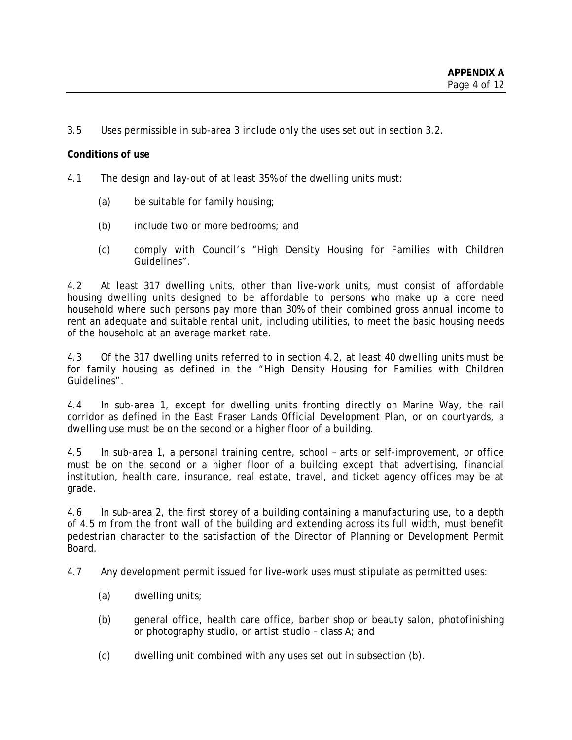3.5 Uses permissible in sub-area 3 include only the uses set out in section 3.2.

**Conditions of use**

4.1 The design and lay-out of at least 35% of the dwelling units must:

(a) be suitable for family housing;

(b) include two or more bedrooms; and

(c) comply with Council's "High Density Housing for Families with Children Guidelines".

4.2 At least 317 dwelling units, other than live-work units, must consist of affordable housing dwelling units designed to be affordable to persons who make up a core need household where such persons pay more than 30% of their combined gross annual income to rent an adequate and suitable rental unit, including utilities, to meet the basic housing needs of the household at an average market rate.

4.3 Of the 317 dwelling units referred to in section 4.2, at least 40 dwelling units must be for family housing as defined in the "High Density Housing for Families with Children Guidelines".

4.4 In sub-area 1, except for dwelling units fronting directly on Marine Way, the rail corridor as defined in the East Fraser Lands Official Development Plan, or on courtyards, a dwelling use must be on the second or a higher floor of a building.

4.5 In sub-area 1, a personal training centre, school – arts or self-improvement, or office must be on the second or a higher floor of a building except that advertising, financial institution, health care, insurance, real estate, travel, and ticket agency offices may be at grade.

4.6 In sub-area 2, the first storey of a building containing a manufacturing use, to a depth of 4.5 m from the front wall of the building and extending across its full width, must benefit pedestrian character to the satisfaction of the Director of Planning or Development Permit Board.

4.7 Any development permit issued for live-work uses must stipulate as permitted uses:

(a) dwelling units;

(b) general office, health care office, barber shop or beauty salon, photofinishing or photography studio, or artist studio – class A; and

(c) dwelling unit combined with any uses set out in subsection (b).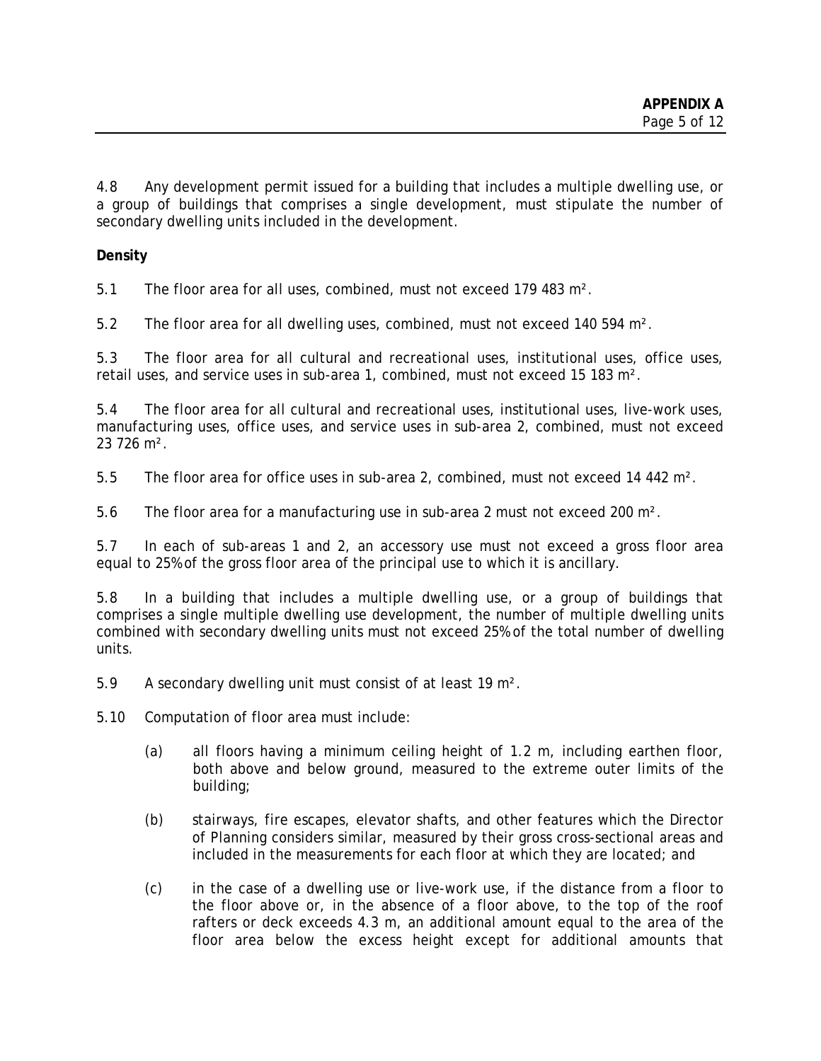4.8 Any development permit issued for a building that includes a multiple dwelling use, or a group of buildings that comprises a single development, must stipulate the number of secondary dwelling units included in the development.

**Density**

5.1 The floor area for all uses, combined, must not exceed 179 483 m².

5.2 The floor area for all dwelling uses, combined, must not exceed 140 594 m².

5.3 The floor area for all cultural and recreational uses, institutional uses, office uses, retail uses, and service uses in sub-area 1, combined, must not exceed 15 183 m².

5.4 The floor area for all cultural and recreational uses, institutional uses, live-work uses, manufacturing uses, office uses, and service uses in sub-area 2, combined, must not exceed 23 726 m².

5.5 The floor area for office uses in sub-area 2, combined, must not exceed 14 442 m².

5.6 The floor area for a manufacturing use in sub-area 2 must not exceed 200 m².

5.7 In each of sub-areas 1 and 2, an accessory use must not exceed a gross floor area equal to 25% of the gross floor area of the principal use to which it is ancillary.

5.8 In a building that includes a multiple dwelling use, or a group of buildings that comprises a single multiple dwelling use development, the number of multiple dwelling units combined with secondary dwelling units must not exceed 25% of the total number of dwelling units.

5.9 A secondary dwelling unit must consist of at least 19 m².

5.10 Computation of floor area must include:

(a) all floors having a minimum ceiling height of 1.2 m, including earthen floor, both above and below ground, measured to the extreme outer limits of the building;

(b) stairways, fire escapes, elevator shafts, and other features which the Director of Planning considers similar, measured by their gross cross-sectional areas and included in the measurements for each floor at which they are located; and

(c) in the case of a dwelling use or live-work use, if the distance from a floor to the floor above or, in the absence of a floor above, to the top of the roof rafters or deck exceeds 4.3 m, an additional amount equal to the area of the floor area below the excess height except for additional amounts that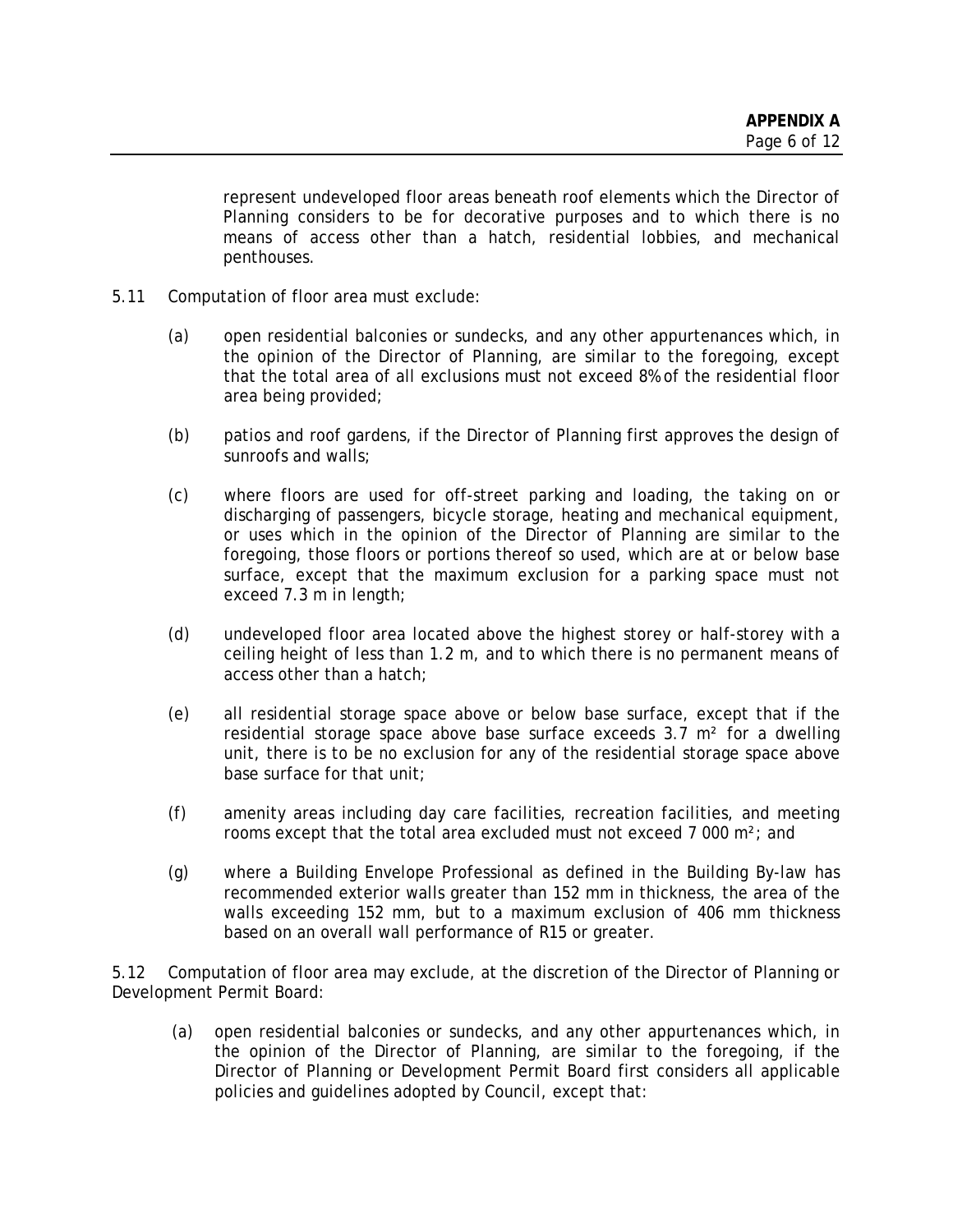represent undeveloped floor areas beneath roof elements which the Director of Planning considers to be for decorative purposes and to which there is no means of access other than a hatch, residential lobbies, and mechanical penthouses.

5.11 Computation of floor area must exclude:

(a) open residential balconies or sundecks, and any other appurtenances which, in the opinion of the Director of Planning, are similar to the foregoing, except that the total area of all exclusions must not exceed 8% of the residential floor area being provided;

(b) patios and roof gardens, if the Director of Planning first approves the design of sunroofs and walls;

(c) where floors are used for off-street parking and loading, the taking on or discharging of passengers, bicycle storage, heating and mechanical equipment, or uses which in the opinion of the Director of Planning are similar to the foregoing, those floors or portions thereof so used, which are at or below base surface, except that the maximum exclusion for a parking space must not exceed 7.3 m in length;

(d) undeveloped floor area located above the highest storey or half-storey with a ceiling height of less than 1.2 m, and to which there is no permanent means of access other than a hatch;

(e) all residential storage space above or below base surface, except that if the residential storage space above base surface exceeds 3.7 $m^2$ for a dwelling unit, there is to be no exclusion for any of the residential storage space above base surface for that unit;

(f) amenity areas including day care facilities, recreation facilities, and meeting rooms except that the total area excluded must not exceed 7 000 $m^2$; and

(g) where a Building Envelope Professional as defined in the Building By-law has recommended exterior walls greater than 152 mm in thickness, the area of the walls exceeding 152 mm, but to a maximum exclusion of 406 mm thickness based on an overall wall performance of R15 or greater.

5.12 Computation of floor area may exclude, at the discretion of the Director of Planning or Development Permit Board:

(a) open residential balconies or sundecks, and any other appurtenances which, in the opinion of the Director of Planning, are similar to the foregoing, if the Director of Planning or Development Permit Board first considers all applicable policies and guidelines adopted by Council, except that: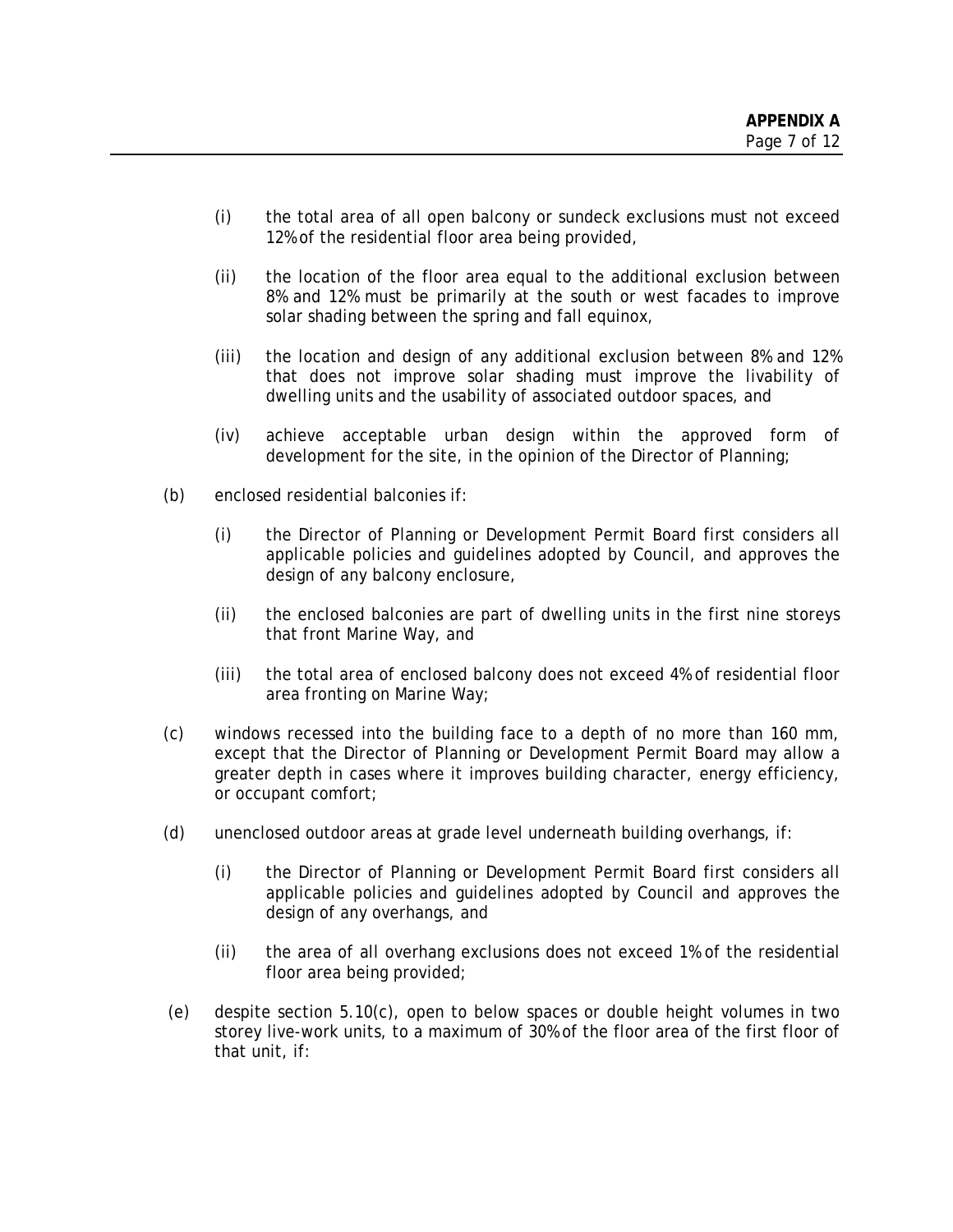(i) the total area of all open balcony or sundeck exclusions must not exceed 12% of the residential floor area being provided,

(ii) the location of the floor area equal to the additional exclusion between 8% and 12% must be primarily at the south or west facades to improve solar shading between the spring and fall equinox,

(iii) the location and design of any additional exclusion between 8% and 12% that does not improve solar shading must improve the livability of dwelling units and the usability of associated outdoor spaces, and

(iv) achieve acceptable urban design within the approved form of development for the site, in the opinion of the Director of Planning;

(b) enclosed residential balconies if:

(i) the Director of Planning or Development Permit Board first considers all applicable policies and guidelines adopted by Council, and approves the design of any balcony enclosure,

(ii) the enclosed balconies are part of dwelling units in the first nine storeys that front Marine Way, and

(iii) the total area of enclosed balcony does not exceed 4% of residential floor area fronting on Marine Way;

(c) windows recessed into the building face to a depth of no more than 160 mm, except that the Director of Planning or Development Permit Board may allow a greater depth in cases where it improves building character, energy efficiency, or occupant comfort;

(d) unenclosed outdoor areas at grade level underneath building overhangs, if:

(i) the Director of Planning or Development Permit Board first considers all applicable policies and guidelines adopted by Council and approves the design of any overhangs, and

(ii) the area of all overhang exclusions does not exceed 1% of the residential floor area being provided;

(e) despite section 5.10(c), open to below spaces or double height volumes in two storey live-work units, to a maximum of 30% of the floor area of the first floor of that unit, if: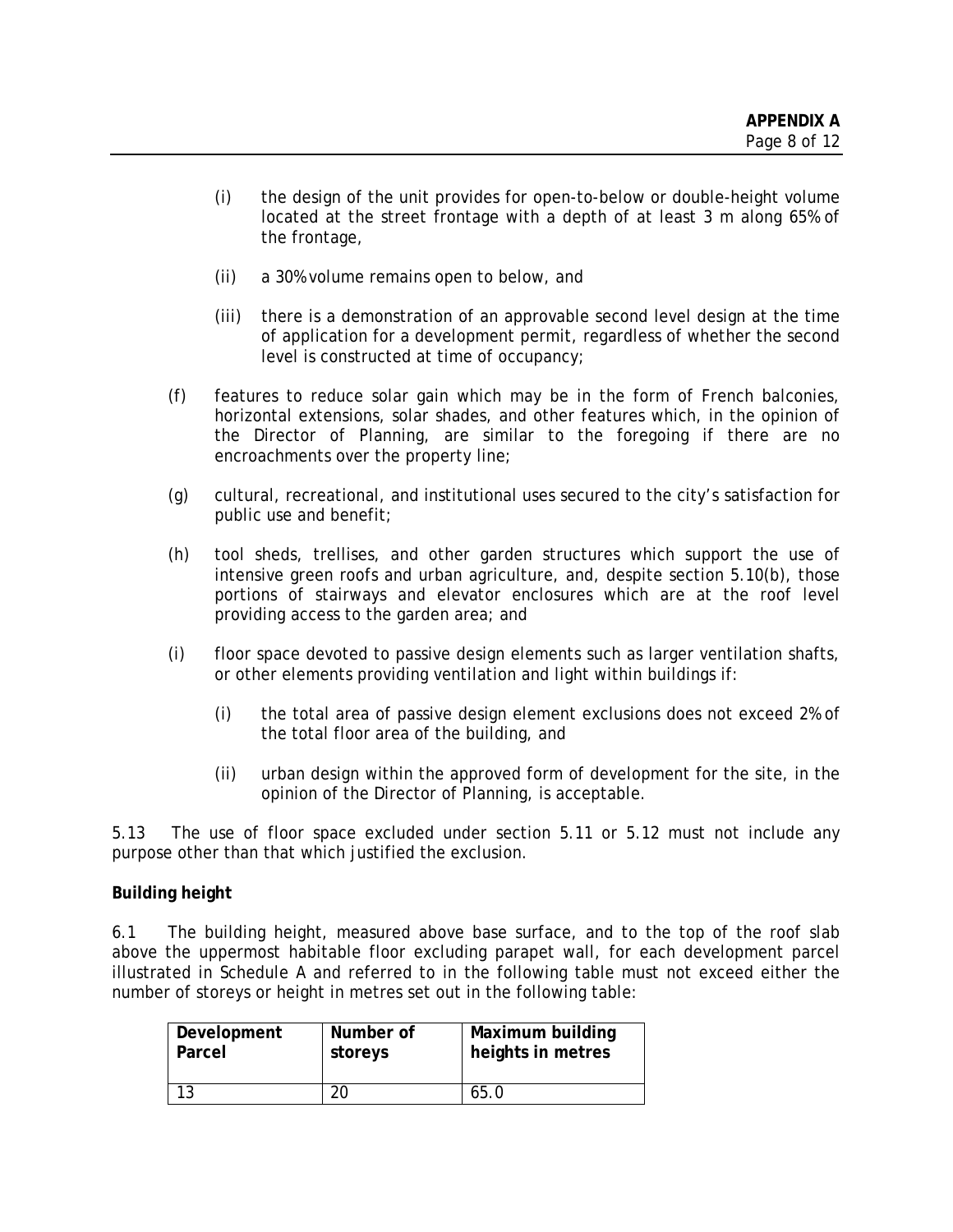(i) the design of the unit provides for open-to-below or double-height volume located at the street frontage with a depth of at least 3 m along 65% of the frontage,

(ii) a 30% volume remains open to below, and

(iii) there is a demonstration of an approvable second level design at the time of application for a development permit, regardless of whether the second level is constructed at time of occupancy;

(f) features to reduce solar gain which may be in the form of French balconies, horizontal extensions, solar shades, and other features which, in the opinion of the Director of Planning, are similar to the foregoing if there are no encroachments over the property line;

(g) cultural, recreational, and institutional uses secured to the city's satisfaction for public use and benefit;

(h) tool sheds, trellises, and other garden structures which support the use of intensive green roofs and urban agriculture, and, despite section 5.10(b), those portions of stairways and elevator enclosures which are at the roof level providing access to the garden area; and

(i) floor space devoted to passive design elements such as larger ventilation shafts, or other elements providing ventilation and light within buildings if:

(i) the total area of passive design element exclusions does not exceed 2% of the total floor area of the building, and

(ii) urban design within the approved form of development for the site, in the opinion of the Director of Planning, is acceptable.

5.13 The use of floor space excluded under section 5.11 or 5.12 must not include any purpose other than that which justified the exclusion.

**Building height**

6.1 The building height, measured above base surface, and to the top of the roof slab above the uppermost habitable floor excluding parapet wall, for each development parcel illustrated in Schedule A and referred to in the following table must not exceed either the number of storeys or height in metres set out in the following table:

| Development Parcel | Number of storeys | Maximum building heights in metres |
|---|---|---|
| 13 | 20 | 65.0 |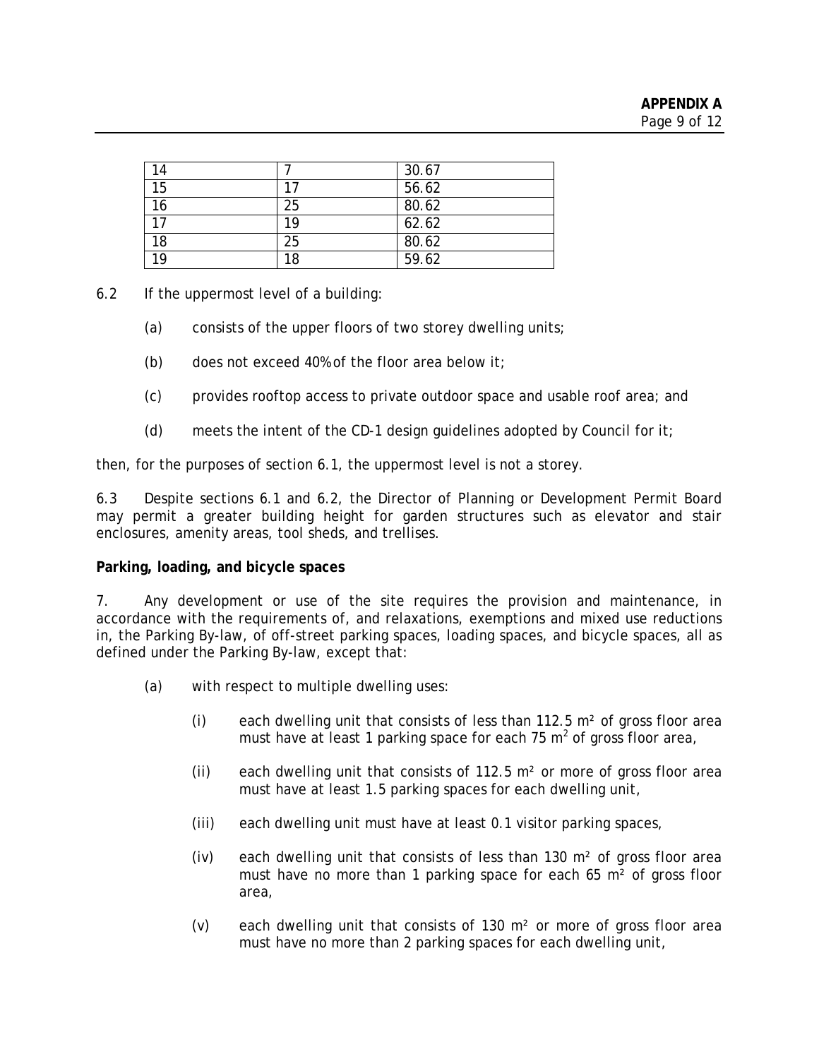| | | |
|---|---|---|
| 14 | 7 | 30.67 |
| 15 | 17 | 56.62 |
| 16 | 25 | 80.62 |
| 17 | 19 | 62.62 |
| 18 | 25 | 80.62 |
| 19 | 18 | 59.62 |

6.2 If the uppermost level of a building:

(a) consists of the upper floors of two storey dwelling units;

(b) does not exceed 40% of the floor area below it;

(c) provides rooftop access to private outdoor space and usable roof area; and

(d) meets the intent of the CD-1 design guidelines adopted by Council for it;

then, for the purposes of section 6.1, the uppermost level is not a storey.

6.3 Despite sections 6.1 and 6.2, the Director of Planning or Development Permit Board may permit a greater building height for garden structures such as elevator and stair enclosures, amenity areas, tool sheds, and trellises.

**Parking, loading, and bicycle spaces**

7. Any development or use of the site requires the provision and maintenance, in accordance with the requirements of, and relaxations, exemptions and mixed use reductions in, the Parking By-law, of off-street parking spaces, loading spaces, and bicycle spaces, all as defined under the Parking By-law, except that:

(a) with respect to multiple dwelling uses:

(i) each dwelling unit that consists of less than 112.5 m² of gross floor area must have at least 1 parking space for each 75 m² of gross floor area,

(ii) each dwelling unit that consists of 112.5 m² or more of gross floor area must have at least 1.5 parking spaces for each dwelling unit,

(iii) each dwelling unit must have at least 0.1 visitor parking spaces,

(iv) each dwelling unit that consists of less than 130 m² of gross floor area must have no more than 1 parking space for each 65 m² of gross floor area,

(v) each dwelling unit that consists of 130 m² or more of gross floor area must have no more than 2 parking spaces for each dwelling unit,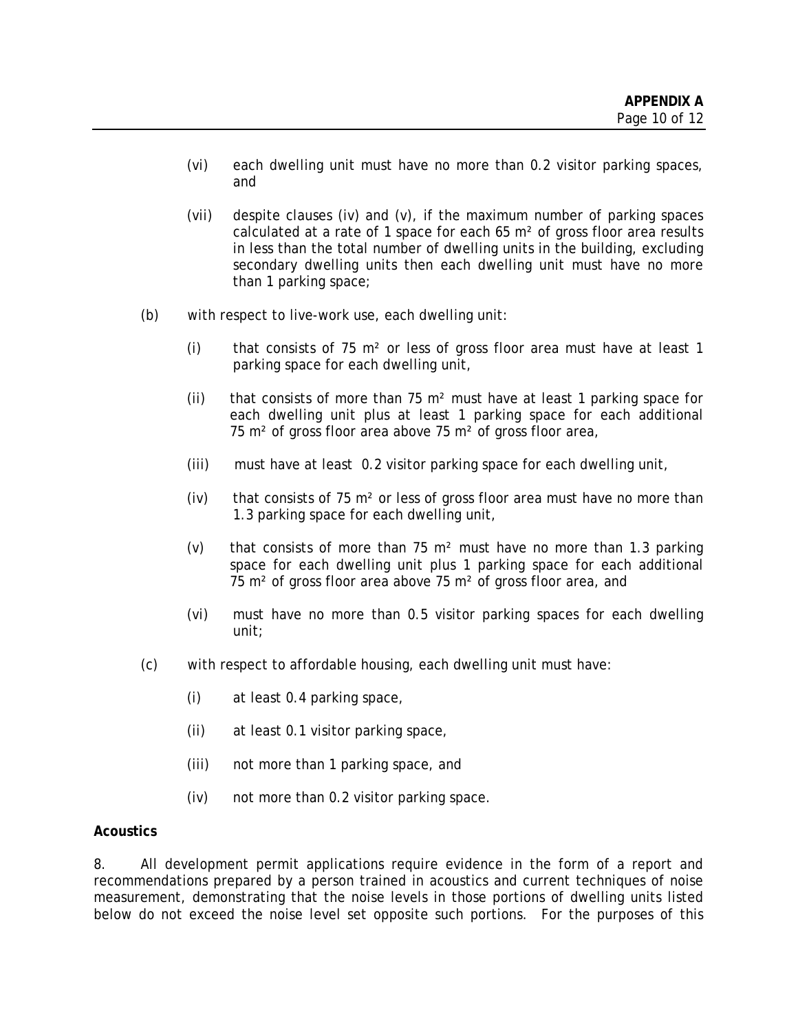(vi) each dwelling unit must have no more than 0.2 visitor parking spaces, and

(vii) despite clauses (iv) and (v), if the maximum number of parking spaces calculated at a rate of 1 space for each 65 m² of gross floor area results in less than the total number of dwelling units in the building, excluding secondary dwelling units then each dwelling unit must have no more than 1 parking space;

(b) with respect to live-work use, each dwelling unit:

(i) that consists of 75 m² or less of gross floor area must have at least 1 parking space for each dwelling unit,

(ii) that consists of more than 75 m² must have at least 1 parking space for each dwelling unit plus at least 1 parking space for each additional 75 m² of gross floor area above 75 m² of gross floor area,

(iii) must have at least 0.2 visitor parking space for each dwelling unit,

(iv) that consists of 75 m² or less of gross floor area must have no more than 1.3 parking space for each dwelling unit,

(v) that consists of more than 75 m² must have no more than 1.3 parking space for each dwelling unit plus 1 parking space for each additional 75 m² of gross floor area above 75 m² of gross floor area, and

(vi) must have no more than 0.5 visitor parking spaces for each dwelling unit;

(c) with respect to affordable housing, each dwelling unit must have:

(i) at least 0.4 parking space,

(ii) at least 0.1 visitor parking space,

(iii) not more than 1 parking space, and

(iv) not more than 0.2 visitor parking space.

**Acoustics**

8. All development permit applications require evidence in the form of a report and recommendations prepared by a person trained in acoustics and current techniques of noise measurement, demonstrating that the noise levels in those portions of dwelling units listed below do not exceed the noise level set opposite such portions. For the purposes of this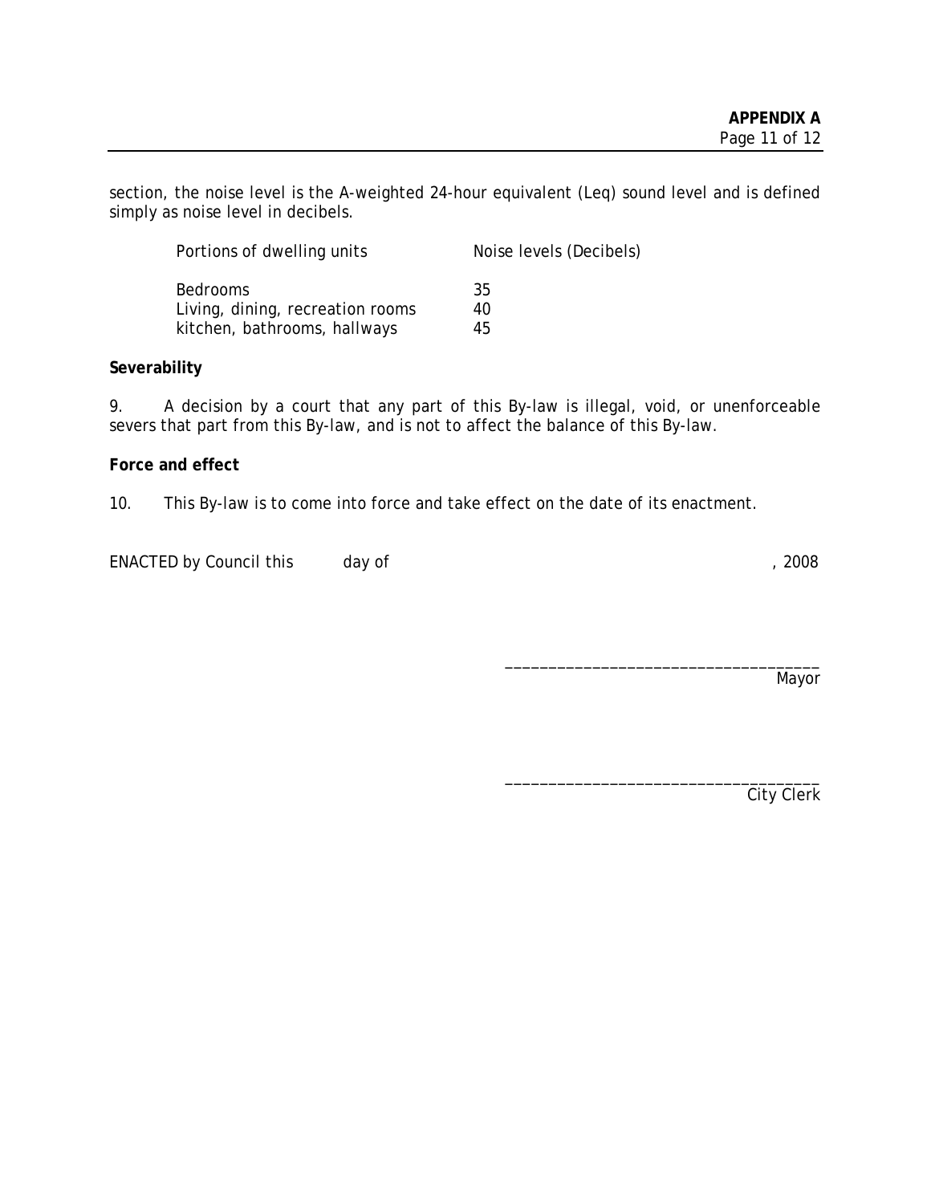section, the noise level is the A-weighted 24-hour equivalent (Leq) sound level and is defined simply as noise level in decibels.

| Portions of dwelling units | Noise levels (Decibels) |
|---|---|
| Bedrooms | 35 |
| Living, dining, recreation rooms | 40 |
| kitchen, bathrooms, hallways | 45 |

**Severability**

9. A decision by a court that any part of this By-law is illegal, void, or unenforceable severs that part from this By-law, and is not to affect the balance of this By-law.

**Force and effect**

10. This By-law is to come into force and take effect on the date of its enactment.

ENACTED by Council this day of , 2008

\_\_\_\_\_\_\_\_\_\_\_\_\_\_\_\_\_\_\_\_\_\_\_\_\_\_\_\_\_\_\_\_\_\_\_\_
Mayor

\_\_\_\_\_\_\_\_\_\_\_\_\_\_\_\_\_\_\_\_\_\_\_\_\_\_\_\_\_\_\_\_\_\_\_\_
City Clerk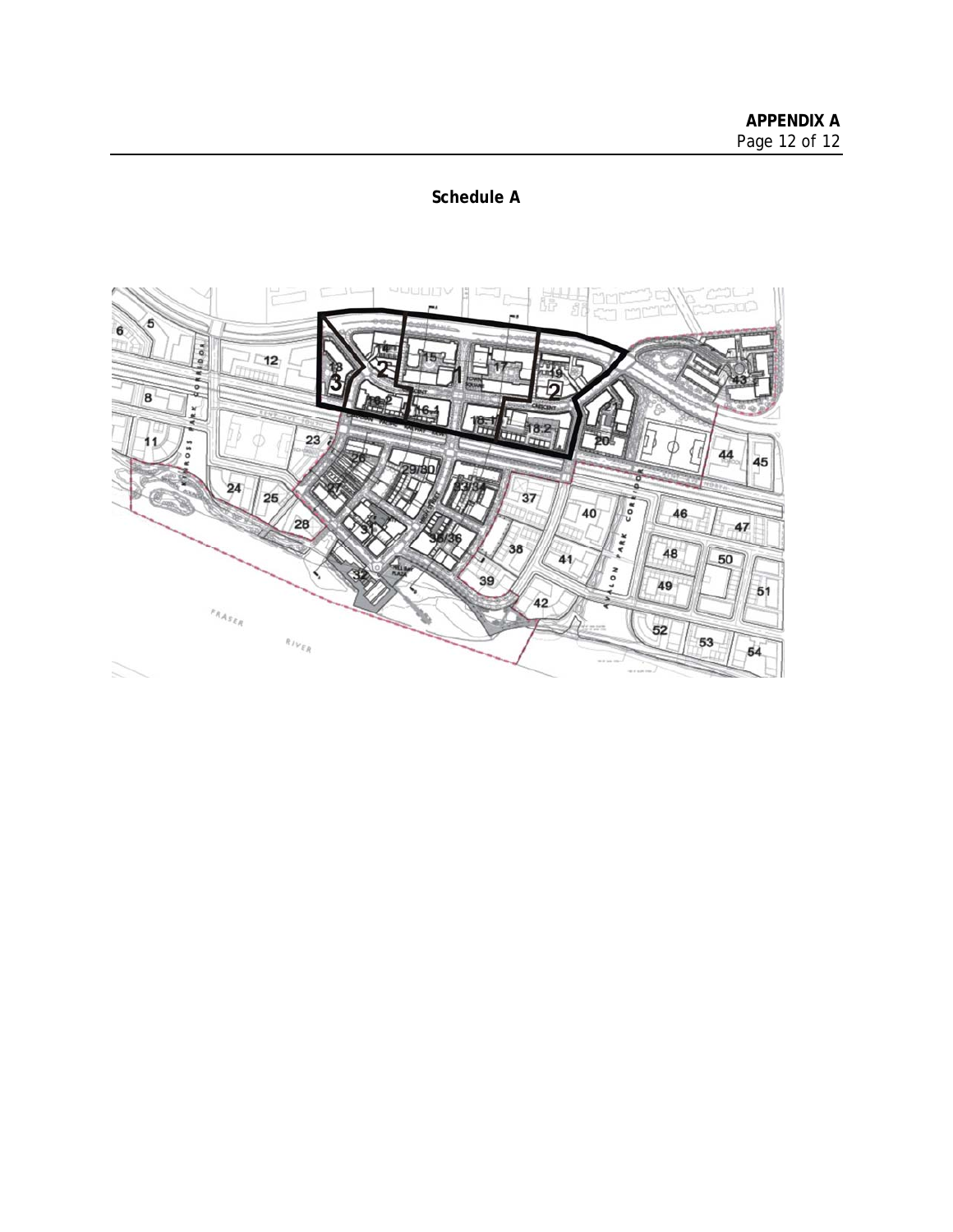**Schedule A**